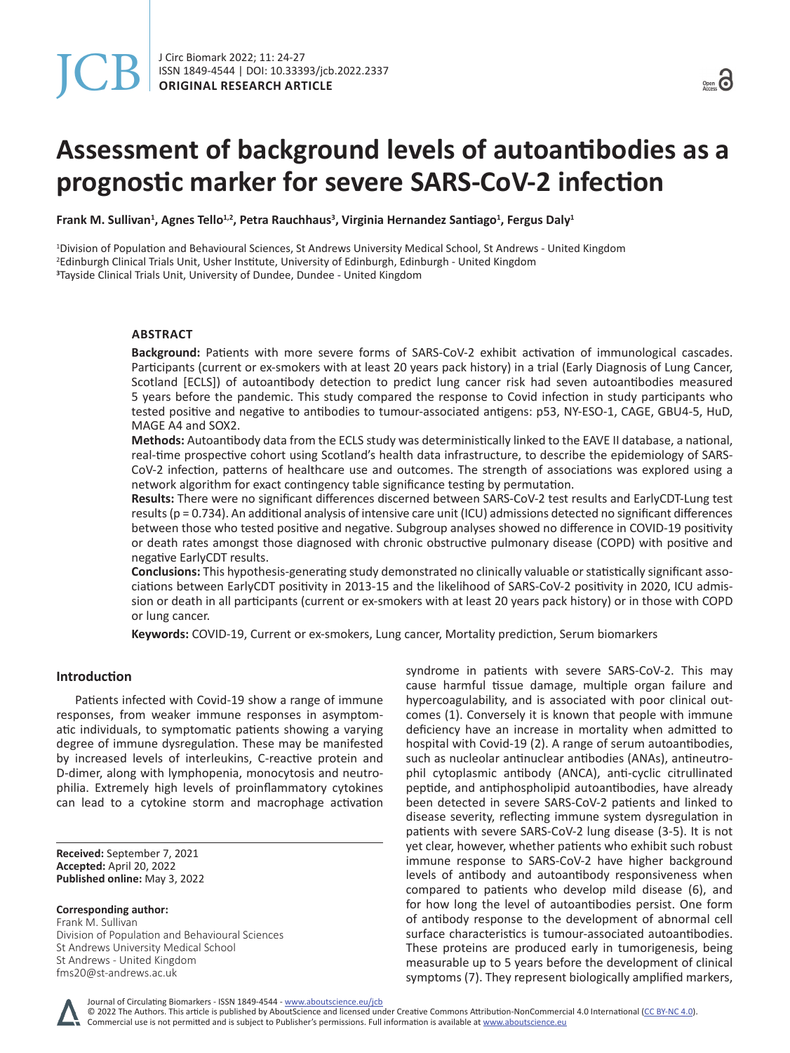# Assessment of background levels of autoantibodies as a prognostic marker for severe SARS-CoV-2 infection

**Frank M. Sullivan[1], Agnes Tello[1,2], Petra Rauchhaus[3], Virginia Hernandez Santiago[1], Fergus Daly[1]**

[1]Division of Population and Behavioural Sciences, St Andrews University Medical School, St Andrews - United Kingdom
[2]Edinburgh Clinical Trials Unit, Usher Institute, University of Edinburgh, Edinburgh - United Kingdom
[3]Tayside Clinical Trials Unit, University of Dundee, Dundee - United Kingdom

## ABSTRACT

**Background:** Patients with more severe forms of SARS-CoV-2 exhibit activation of immunological cascades. Participants (current or ex-smokers with at least 20 years pack history) in a trial (Early Diagnosis of Lung Cancer, Scotland [ECLS]) of autoantibody detection to predict lung cancer risk had seven autoantibodies measured 5 years before the pandemic. This study compared the response to Covid infection in study participants who tested positive and negative to antibodies to tumour-associated antigens: p53, NY-ESO-1, CAGE, GBU4-5, HuD, MAGE A4 and SOX2.

**Methods:** Autoantibody data from the ECLS study was deterministically linked to the EAVE II database, a national, real-time prospective cohort using Scotland's health data infrastructure, to describe the epidemiology of SARS-CoV-2 infection, patterns of healthcare use and outcomes. The strength of associations was explored using a network algorithm for exact contingency table significance testing by permutation.

**Results:** There were no significant differences discerned between SARS-CoV-2 test results and EarlyCDT-Lung test results ($p = 0.734$). An additional analysis of intensive care unit (ICU) admissions detected no significant differences between those who tested positive and negative. Subgroup analyses showed no difference in COVID-19 positivity or death rates amongst those diagnosed with chronic obstructive pulmonary disease (COPD) with positive and negative EarlyCDT results.

**Conclusions:** This hypothesis-generating study demonstrated no clinically valuable or statistically significant associations between EarlyCDT positivity in 2013-15 and the likelihood of SARS-CoV-2 positivity in 2020, ICU admission or death in all participants (current or ex-smokers with at least 20 years pack history) or in those with COPD or lung cancer.

**Keywords:** COVID-19, Current or ex-smokers, Lung cancer, Mortality prediction, Serum biomarkers

## Introduction

Patients infected with Covid-19 show a range of immune responses, from weaker immune responses in asymptomatic individuals, to symptomatic patients showing a varying degree of immune dysregulation. These may be manifested by increased levels of interleukins, C-reactive protein and D-dimer, along with lymphopenia, monocytosis and neutrophilia. Extremely high levels of proinflammatory cytokines can lead to a cytokine storm and macrophage activation syndrome in patients with severe SARS-CoV-2. This may cause harmful tissue damage, multiple organ failure and hypercoagulability, and is associated with poor clinical outcomes (1). Conversely it is known that people with immune deficiency have an increase in mortality when admitted to hospital with Covid-19 (2). A range of serum autoantibodies, such as nucleolar antinuclear antibodies (ANAs), antineutrophil cytoplasmic antibody (ANCA), anti-cyclic citrullinated peptide, and antiphospholipid autoantibodies, have already been detected in severe SARS-CoV-2 patients and linked to disease severity, reflecting immune system dysregulation in patients with severe SARS-CoV-2 lung disease (3-5). It is not yet clear, however, whether patients who exhibit such robust immune response to SARS-CoV-2 have higher background levels of antibody and autoantibody responsiveness when compared to patients who develop mild disease (6), and for how long the level of autoantibodies persist. One form of antibody response to the development of abnormal cell surface characteristics is tumour-associated autoantibodies. These proteins are produced early in tumorigenesis, being measurable up to 5 years before the development of clinical symptoms (7). They represent biologically amplified markers,

**Received:** September 7, 2021
**Accepted:** April 20, 2022
**Published online:** May 3, 2022

**Corresponding author:**
Frank M. Sullivan
Division of Population and Behavioural Sciences
St Andrews University Medical School
St Andrews - United Kingdom
fms20@st-andrews.ac.uk

Journal of Circulating Biomarkers - ISSN 1849-4544 - www.aboutscience.eu/jcb
© 2022 The Authors. This article is published by AboutScience and licensed under Creative Commons Attribution-NonCommercial 4.0 International (CC BY-NC 4.0).
Commercial use is not permitted and is subject to Publisher's permissions. Full information is available at www.aboutscience.eu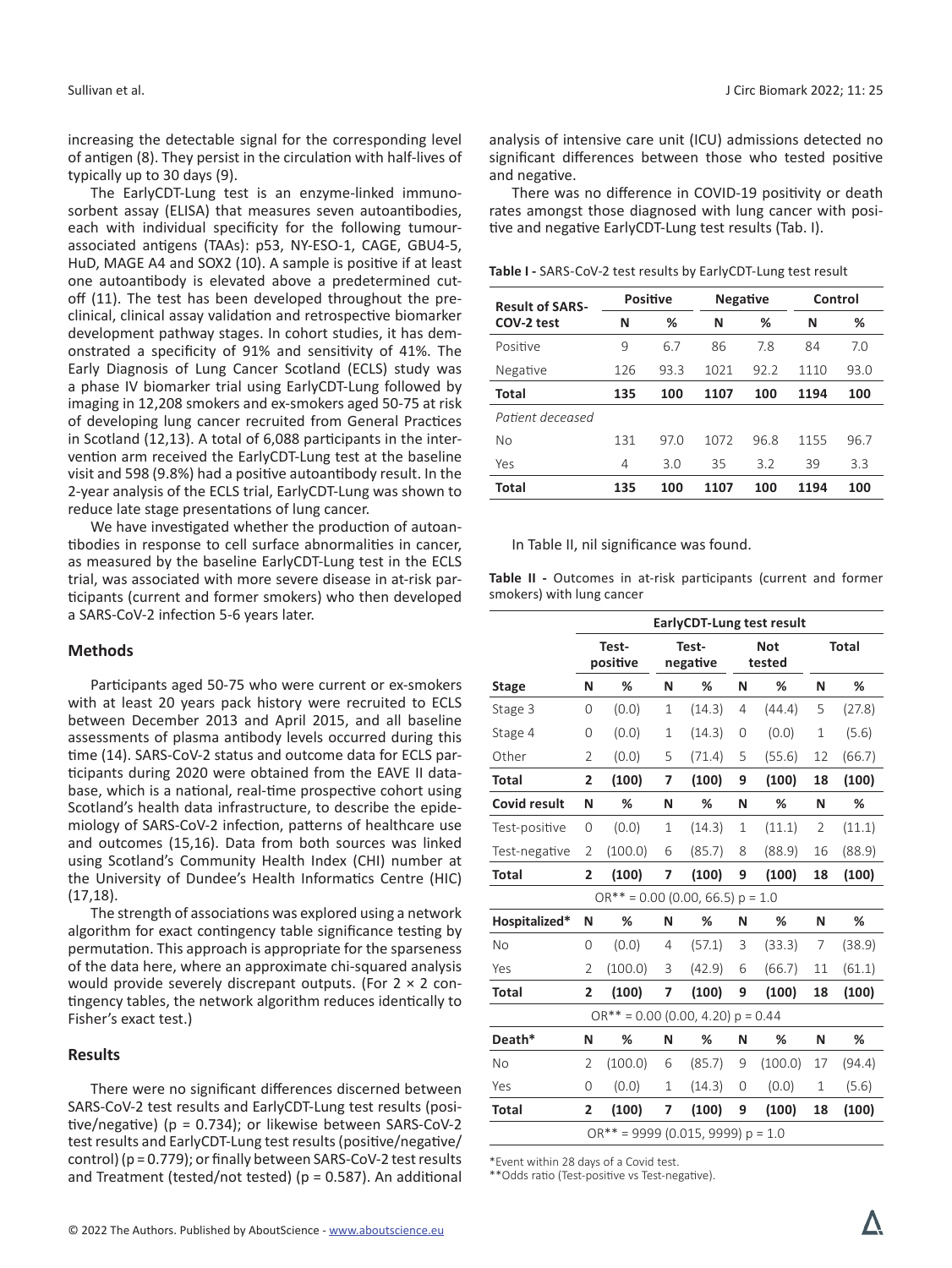increasing the detectable signal for the corresponding level of antigen (8). They persist in the circulation with half-lives of typically up to 30 days (9).

The EarlyCDT-Lung test is an enzyme-linked immunosorbent assay (ELISA) that measures seven autoantibodies, each with individual specificity for the following tumour-associated antigens (TAAs): p53, NY-ESO-1, CAGE, GBU4-5, HuD, MAGE A4 and SOX2 (10). A sample is positive if at least one autoantibody is elevated above a predetermined cut-off (11). The test has been developed throughout the pre-clinical, clinical assay validation and retrospective biomarker development pathway stages. In cohort studies, it has demonstrated a specificity of 91% and sensitivity of 41%. The Early Diagnosis of Lung Cancer Scotland (ECLS) study was a phase IV biomarker trial using EarlyCDT-Lung followed by imaging in 12,208 smokers and ex-smokers aged 50-75 at risk of developing lung cancer recruited from General Practices in Scotland (12,13). A total of 6,088 participants in the intervention arm received the EarlyCDT-Lung test at the baseline visit and 598 (9.8%) had a positive autoantibody result. In the 2-year analysis of the ECLS trial, EarlyCDT-Lung was shown to reduce late stage presentations of lung cancer.

We have investigated whether the production of autoantibodies in response to cell surface abnormalities in cancer, as measured by the baseline EarlyCDT-Lung test in the ECLS trial, was associated with more severe disease in at-risk participants (current and former smokers) who then developed a SARS-CoV-2 infection 5-6 years later.

## Methods

Participants aged 50-75 who were current or ex-smokers with at least 20 years pack history were recruited to ECLS between December 2013 and April 2015, and all baseline assessments of plasma antibody levels occurred during this time (14). SARS-CoV-2 status and outcome data for ECLS participants during 2020 were obtained from the EAVE II database, which is a national, real-time prospective cohort using Scotland's health data infrastructure, to describe the epidemiology of SARS-CoV-2 infection, patterns of healthcare use and outcomes (15,16). Data from both sources was linked using Scotland's Community Health Index (CHI) number at the University of Dundee's Health Informatics Centre (HIC) (17,18).

The strength of associations was explored using a network algorithm for exact contingency table significance testing by permutation. This approach is appropriate for the sparseness of the data here, where an approximate chi-squared analysis would provide severely discrepant outputs. (For 2 × 2 contingency tables, the network algorithm reduces identically to Fisher's exact test.)

## Results

There were no significant differences discerned between SARS-CoV-2 test results and EarlyCDT-Lung test results (positive/negative) ($p = 0.734$); or likewise between SARS-CoV-2 test results and EarlyCDT-Lung test results (positive/negative/control) ($p = 0.779$); or finally between SARS-CoV-2 test results and Treatment (tested/not tested) ($p = 0.587$). An additional analysis of intensive care unit (ICU) admissions detected no significant differences between those who tested positive and negative.

There was no difference in COVID-19 positivity or death rates amongst those diagnosed with lung cancer with positive and negative EarlyCDT-Lung test results (Tab. I).

**Table I -** SARS-CoV-2 test results by EarlyCDT-Lung test result

| Result of SARS-COV-2 test | Positive | | Negative | | Control | |
|---|---|---|---|---|---|---|
| | N | % | N | % | N | % |
| Positive | 9 | 6.7 | 86 | 7.8 | 84 | 7.0 |
| Negative | 126 | 93.3 | 1021 | 92.2 | 1110 | 93.0 |
| **Total** | **135** | **100** | **1107** | **100** | **1194** | **100** |
| *Patient deceased* | | | | | | |
| No | 131 | 97.0 | 1072 | 96.8 | 1155 | 96.7 |
| Yes | 4 | 3.0 | 35 | 3.2 | 39 | 3.3 |
| **Total** | **135** | **100** | **1107** | **100** | **1194** | **100** |

In Table II, nil significance was found.

**Table II -** Outcomes in at-risk participants (current and former smokers) with lung cancer

| | EarlyCDT-Lung test result | | | | | | | |
|---|---|---|---|---|---|---|---|---|
| | Test-positive | | Test-negative | | Not tested | | Total | |
| **Stage** | **N** | **%** | **N** | **%** | **N** | **%** | **N** | **%** |
| Stage 3 | 0 | (0.0) | 1 | (14.3) | 4 | (44.4) | 5 | (27.8) |
| Stage 4 | 0 | (0.0) | 1 | (14.3) | 0 | (0.0) | 1 | (5.6) |
| Other | 2 | (0.0) | 5 | (71.4) | 5 | (55.6) | 12 | (66.7) |
| **Total** | **2** | **(100)** | **7** | **(100)** | **9** | **(100)** | **18** | **(100)** |
| **Covid result** | **N** | **%** | **N** | **%** | **N** | **%** | **N** | **%** |
| Test-positive | 0 | (0.0) | 1 | (14.3) | 1 | (11.1) | 2 | (11.1) |
| Test-negative | 2 | (100.0) | 6 | (85.7) | 8 | (88.9) | 16 | (88.9) |
| **Total** | **2** | **(100)** | **7** | **(100)** | **9** | **(100)** | **18** | **(100)** |
| OR** = 0.00 (0.00, 66.5) p = 1.0 | | | | | | | | |
| **Hospitalized*** | **N** | **%** | **N** | **%** | **N** | **%** | **N** | **%** |
| No | 0 | (0.0) | 4 | (57.1) | 3 | (33.3) | 7 | (38.9) |
| Yes | 2 | (100.0) | 3 | (42.9) | 6 | (66.7) | 11 | (61.1) |
| **Total** | **2** | **(100)** | **7** | **(100)** | **9** | **(100)** | **18** | **(100)** |
| OR** = 0.00 (0.00, 4.20) p = 0.44 | | | | | | | | |
| **Death*** | **N** | **%** | **N** | **%** | **N** | **%** | **N** | **%** |
| No | 2 | (100.0) | 6 | (85.7) | 9 | (100.0) | 17 | (94.4) |
| Yes | 0 | (0.0) | 1 | (14.3) | 0 | (0.0) | 1 | (5.6) |
| **Total** | **2** | **(100)** | **7** | **(100)** | **9** | **(100)** | **18** | **(100)** |
| OR** = 9999 (0.015, 9999) p = 1.0 | | | | | | | | |

*Event within 28 days of a Covid test.
**Odds ratio (Test-positive vs Test-negative).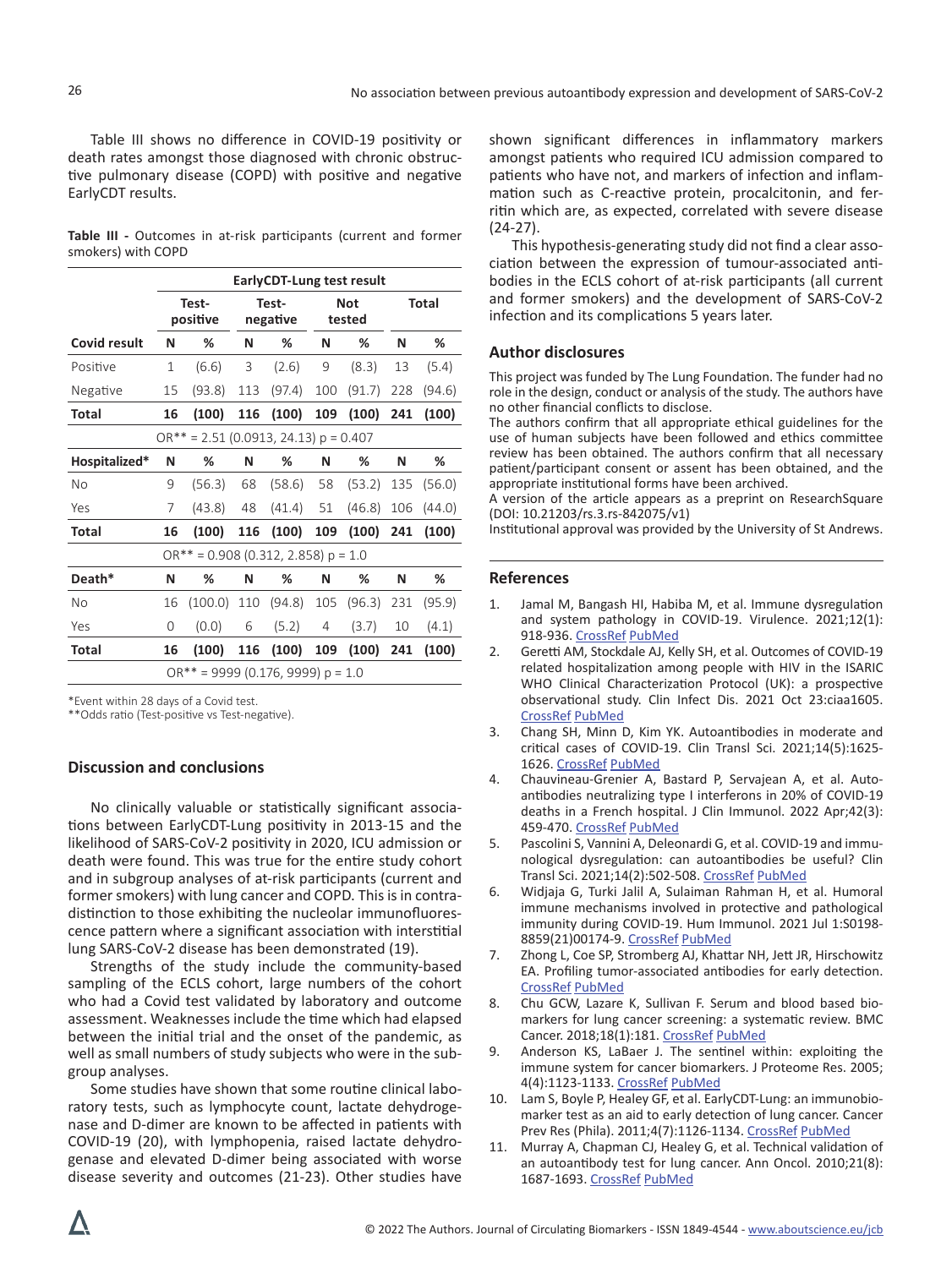Table III shows no difference in COVID-19 positivity or death rates amongst those diagnosed with chronic obstructive pulmonary disease (COPD) with positive and negative EarlyCDT results.

**Table III -** Outcomes in at-risk participants (current and former smokers) with COPD

| | EarlyCDT-Lung test result | | | | | | | |
|---|---|---|---|---|---|---|---|---|
| | Test-positive | | Test-negative | | Not tested | | Total | |
| **Covid result** | **N** | **%** | **N** | **%** | **N** | **%** | **N** | **%** |
| Positive | 1 | (6.6) | 3 | (2.6) | 9 | (8.3) | 13 | (5.4) |
| Negative | 15 | (93.8) | 113 | (97.4) | 100 | (91.7) | 228 | (94.6) |
| **Total** | **16** | **(100)** | **116** | **(100)** | **109** | **(100)** | **241** | **(100)** |
| | OR** = 2.51 (0.0913, 24.13) p = 0.407 | | | | | | | |
| **Hospitalized*** | **N** | **%** | **N** | **%** | **N** | **%** | **N** | **%** |
| No | 9 | (56.3) | 68 | (58.6) | 58 | (53.2) | 135 | (56.0) |
| Yes | 7 | (43.8) | 48 | (41.4) | 51 | (46.8) | 106 | (44.0) |
| **Total** | **16** | **(100)** | **116** | **(100)** | **109** | **(100)** | **241** | **(100)** |
| | OR** = 0.908 (0.312, 2.858) p = 1.0 | | | | | | | |
| **Death*** | **N** | **%** | **N** | **%** | **N** | **%** | **N** | **%** |
| No | 16 | (100.0) | 110 | (94.8) | 105 | (96.3) | 231 | (95.9) |
| Yes | 0 | (0.0) | 6 | (5.2) | 4 | (3.7) | 10 | (4.1) |
| **Total** | **16** | **(100)** | **116** | **(100)** | **109** | **(100)** | **241** | **(100)** |
| | OR** = 9999 (0.176, 9999) p = 1.0 | | | | | | | |

*Event within 28 days of a Covid test.
**Odds ratio (Test-positive vs Test-negative).

## Discussion and conclusions

No clinically valuable or statistically significant associations between EarlyCDT-Lung positivity in 2013-15 and the likelihood of SARS-CoV-2 positivity in 2020, ICU admission or death were found. This was true for the entire study cohort and in subgroup analyses of at-risk participants (current and former smokers) with lung cancer and COPD. This is in contradistinction to those exhibiting the nucleolar immunofluorescence pattern where a significant association with interstitial lung SARS-CoV-2 disease has been demonstrated (19).

Strengths of the study include the community-based sampling of the ECLS cohort, large numbers of the cohort who had a Covid test validated by laboratory and outcome assessment. Weaknesses include the time which had elapsed between the initial trial and the onset of the pandemic, as well as small numbers of study subjects who were in the subgroup analyses.

Some studies have shown that some routine clinical laboratory tests, such as lymphocyte count, lactate dehydrogenase and D-dimer are known to be affected in patients with COVID-19 (20), with lymphopenia, raised lactate dehydrogenase and elevated D-dimer being associated with worse disease severity and outcomes (21-23). Other studies have shown significant differences in inflammatory markers amongst patients who required ICU admission compared to patients who have not, and markers of infection and inflammation such as C-reactive protein, procalcitonin, and ferritin which are, as expected, correlated with severe disease (24-27).

This hypothesis-generating study did not find a clear association between the expression of tumour-associated antibodies in the ECLS cohort of at-risk participants (all current and former smokers) and the development of SARS-CoV-2 infection and its complications 5 years later.

## Author disclosures

This project was funded by The Lung Foundation. The funder had no role in the design, conduct or analysis of the study. The authors have no other financial conflicts to disclose.
The authors confirm that all appropriate ethical guidelines for the use of human subjects have been followed and ethics committee review has been obtained. The authors confirm that all necessary patient/participant consent or assent has been obtained, and the appropriate institutional forms have been archived.
A version of the article appears as a preprint on ResearchSquare (DOI: 10.21203/rs.3.rs-842075/v1)
Institutional approval was provided by the University of St Andrews.

## References

1. Jamal M, Bangash HI, Habiba M, et al. Immune dysregulation and system pathology in COVID-19. Virulence. 2021;12(1):918-936. CrossRef PubMed
2. Geretti AM, Stockdale AJ, Kelly SH, et al. Outcomes of COVID-19 related hospitalization among people with HIV in the ISARIC WHO Clinical Characterization Protocol (UK): a prospective observational study. Clin Infect Dis. 2021 Oct 23:ciaa1605. CrossRef PubMed
3. Chang SH, Minn D, Kim YK. Autoantibodies in moderate and critical cases of COVID-19. Clin Transl Sci. 2021;14(5):1625-1626. CrossRef PubMed
4. Chauvineau-Grenier A, Bastard P, Servajean A, et al. Autoantibodies neutralizing type I interferons in 20% of COVID-19 deaths in a French hospital. J Clin Immunol. 2022 Apr;42(3):459-470. CrossRef PubMed
5. Pascolini S, Vannini A, Deleonardi G, et al. COVID-19 and immunological dysregulation: can autoantibodies be useful? Clin Transl Sci. 2021;14(2):502-508. CrossRef PubMed
6. Widjaja G, Turki Jalil A, Sulaiman Rahman H, et al. Humoral immune mechanisms involved in protective and pathological immunity during COVID-19. Hum Immunol. 2021 Jul 1:S0198-8859(21)00174-9. CrossRef PubMed
7. Zhong L, Coe SP, Stromberg AJ, Khattar NH, Jett JR, Hirschowitz EA. Profiling tumor-associated antibodies for early detection. CrossRef PubMed
8. Chu GCW, Lazare K, Sullivan F. Serum and blood based biomarkers for lung cancer screening: a systematic review. BMC Cancer. 2018;18(1):181. CrossRef PubMed
9. Anderson KS, LaBaer J. The sentinel within: exploiting the immune system for cancer biomarkers. J Proteome Res. 2005;4(4):1123-1133. CrossRef PubMed
10. Lam S, Boyle P, Healey GF, et al. EarlyCDT-Lung: an immunobiomarker test as an aid to early detection of lung cancer. Cancer Prev Res (Phila). 2011;4(7):1126-1134. CrossRef PubMed
11. Murray A, Chapman CJ, Healey G, et al. Technical validation of an autoantibody test for lung cancer. Ann Oncol. 2010;21(8):1687-1693. CrossRef PubMed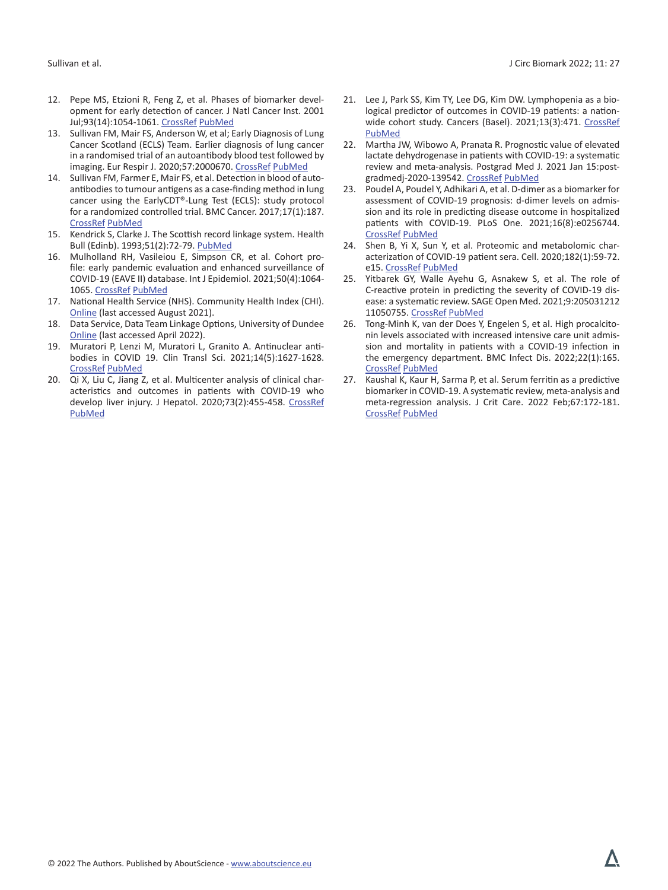12. Pepe MS, Etzioni R, Feng Z, et al. Phases of biomarker development for early detection of cancer. J Natl Cancer Inst. 2001 Jul;93(14):1054-1061. CrossRef PubMed
13. Sullivan FM, Mair FS, Anderson W, et al; Early Diagnosis of Lung Cancer Scotland (ECLS) Team. Earlier diagnosis of lung cancer in a randomised trial of an autoantibody blood test followed by imaging. Eur Respir J. 2020;57:2000670. CrossRef PubMed
14. Sullivan FM, Farmer E, Mair FS, et al. Detection in blood of autoantibodies to tumour antigens as a case-finding method in lung cancer using the EarlyCDT®-Lung Test (ECLS): study protocol for a randomized controlled trial. BMC Cancer. 2017;17(1):187. CrossRef PubMed
15. Kendrick S, Clarke J. The Scottish record linkage system. Health Bull (Edinb). 1993;51(2):72-79. PubMed
16. Mulholland RH, Vasileiou E, Simpson CR, et al. Cohort profile: early pandemic evaluation and enhanced surveillance of COVID-19 (EAVE II) database. Int J Epidemiol. 2021;50(4):1064-1065. CrossRef PubMed
17. National Health Service (NHS). Community Health Index (CHI). Online (last accessed August 2021).
18. Data Service, Data Team Linkage Options, University of Dundee Online (last accessed April 2022).
19. Muratori P, Lenzi M, Muratori L, Granito A. Antinuclear antibodies in COVID 19. Clin Transl Sci. 2021;14(5):1627-1628. CrossRef PubMed
20. Qi X, Liu C, Jiang Z, et al. Multicenter analysis of clinical characteristics and outcomes in patients with COVID-19 who develop liver injury. J Hepatol. 2020;73(2):455-458. CrossRef PubMed
21. Lee J, Park SS, Kim TY, Lee DG, Kim DW. Lymphopenia as a biological predictor of outcomes in COVID-19 patients: a nationwide cohort study. Cancers (Basel). 2021;13(3):471. CrossRef PubMed
22. Martha JW, Wibowo A, Pranata R. Prognostic value of elevated lactate dehydrogenase in patients with COVID-19: a systematic review and meta-analysis. Postgrad Med J. 2021 Jan 15:postgradmedj-2020-139542. CrossRef PubMed
23. Poudel A, Poudel Y, Adhikari A, et al. D-dimer as a biomarker for assessment of COVID-19 prognosis: d-dimer levels on admission and its role in predicting disease outcome in hospitalized patients with COVID-19. PLoS One. 2021;16(8):e0256744. CrossRef PubMed
24. Shen B, Yi X, Sun Y, et al. Proteomic and metabolomic characterization of COVID-19 patient sera. Cell. 2020;182(1):59-72.e15. CrossRef PubMed
25. Yitbarek GY, Walle Ayehu G, Asnakew S, et al. The role of C-reactive protein in predicting the severity of COVID-19 disease: a systematic review. SAGE Open Med. 2021;9:20503121211050755. CrossRef PubMed
26. Tong-Minh K, van der Does Y, Engelen S, et al. High procalcitonin levels associated with increased intensive care unit admission and mortality in patients with a COVID-19 infection in the emergency department. BMC Infect Dis. 2022;22(1):165. CrossRef PubMed
27. Kaushal K, Kaur H, Sarma P, et al. Serum ferritin as a predictive biomarker in COVID-19. A systematic review, meta-analysis and meta-regression analysis. J Crit Care. 2022 Feb;67:172-181. CrossRef PubMed